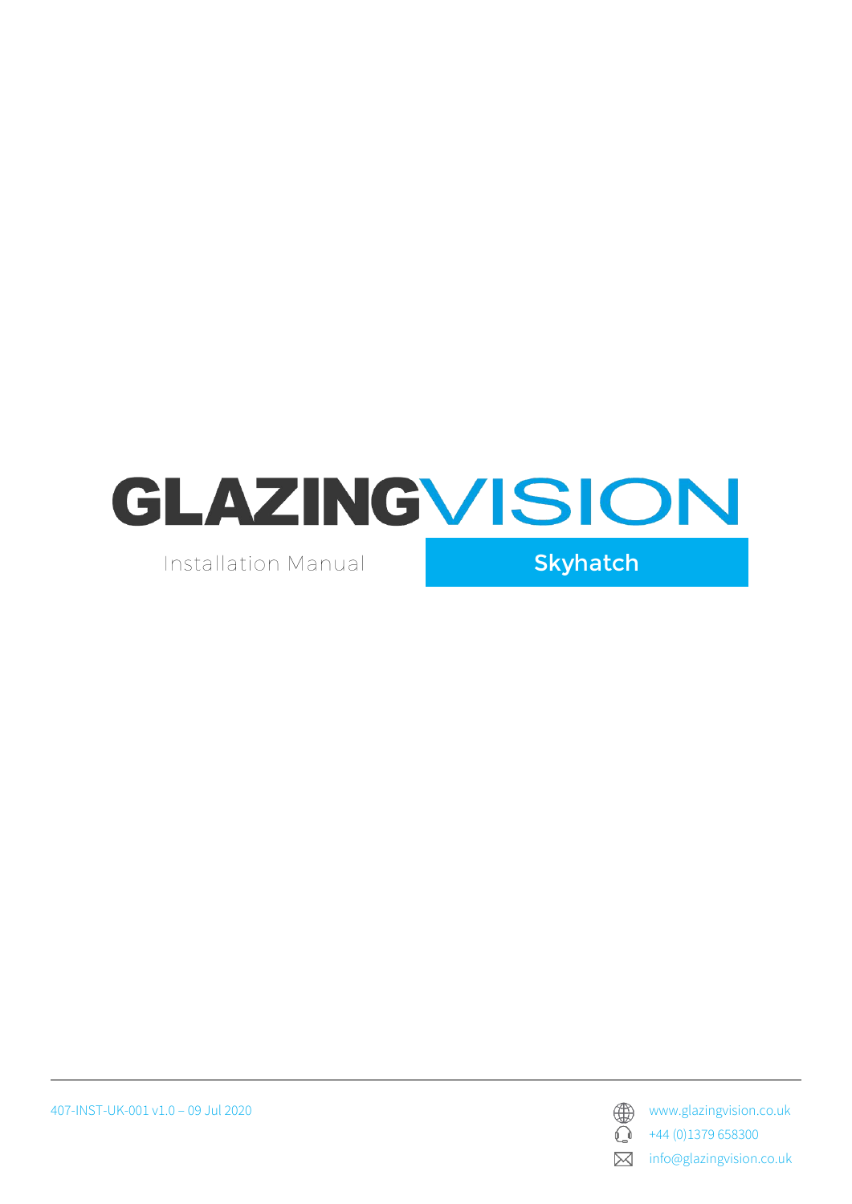# GLAZINGVISION

Installation Manual

**Skyhatch**

407-INST-UK-001 v1.0 – 09 Jul 2020

www.glazingvision.co.uk

+44 (0)1379 658300

info@glazingvision.co.uk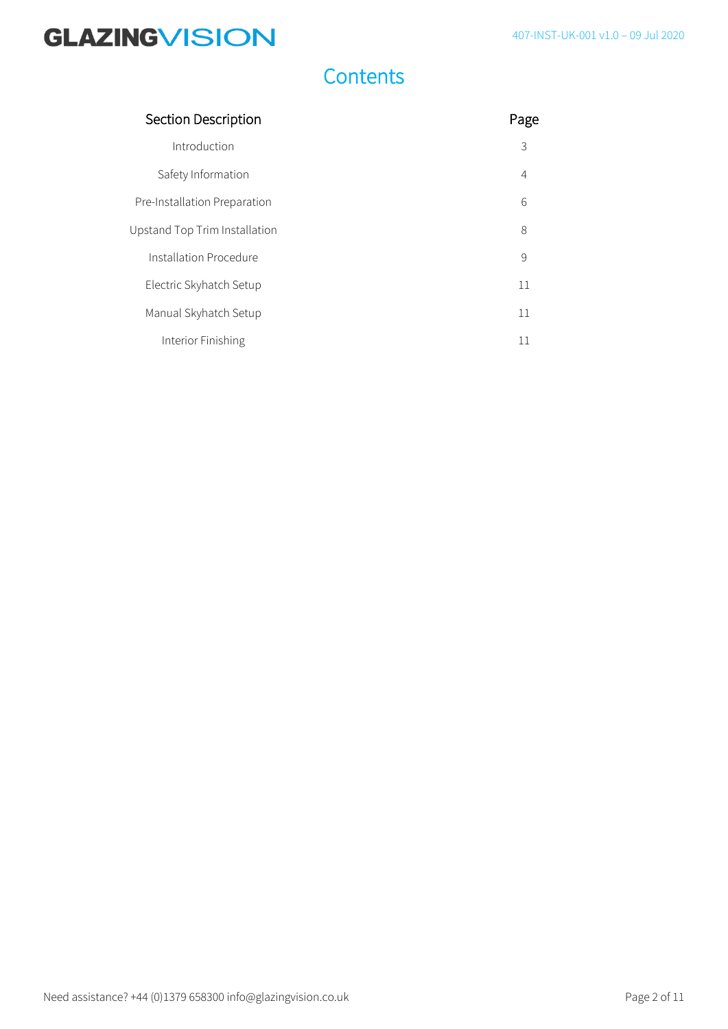# Contents

| Section Description | Page |
| --- | --- |
| Introduction | 3 |
| Safety Information | 4 |
| Pre-Installation Preparation | 6 |
| Upstand Top Trim Installation | 8 |
| Installation Procedure | 9 |
| Electric Skyhatch Setup | 11 |
| Manual Skyhatch Setup | 11 |
| Interior Finishing | 11 |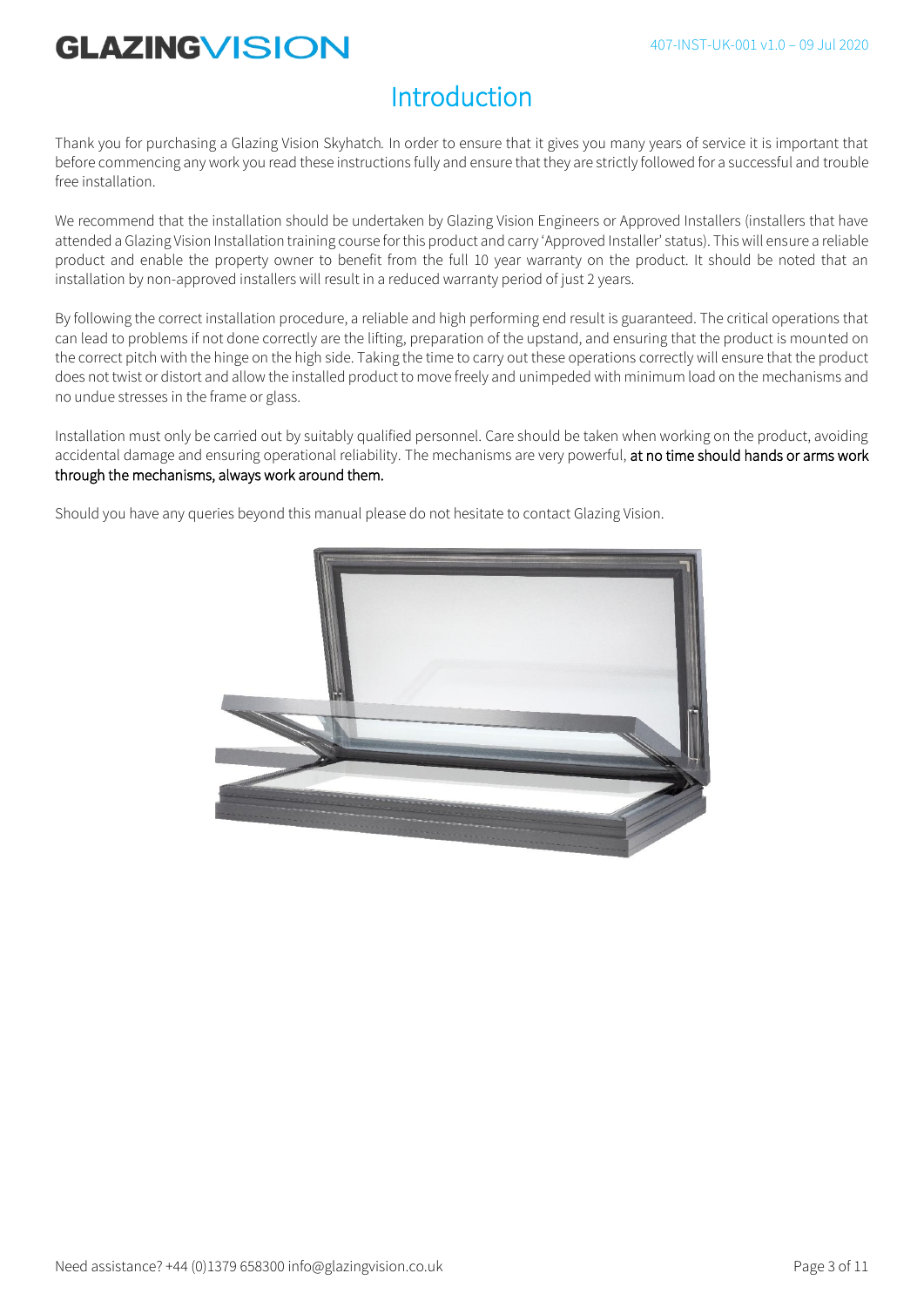# Introduction

Thank you for purchasing a Glazing Vision Skyhatch. In order to ensure that it gives you many years of service it is important that before commencing any work you read these instructions fully and ensure that they are strictly followed for a successful and trouble free installation.

We recommend that the installation should be undertaken by Glazing Vision Engineers or Approved Installers (installers that have attended a Glazing Vision Installation training course for this product and carry 'Approved Installer' status). This will ensure a reliable product and enable the property owner to benefit from the full 10 year warranty on the product. It should be noted that an installation by non-approved installers will result in a reduced warranty period of just 2 years.

By following the correct installation procedure, a reliable and high performing end result is guaranteed. The critical operations that can lead to problems if not done correctly are the lifting, preparation of the upstand, and ensuring that the product is mounted on the correct pitch with the hinge on the high side. Taking the time to carry out these operations correctly will ensure that the product does not twist or distort and allow the installed product to move freely and unimpeded with minimum load on the mechanisms and no undue stresses in the frame or glass.

Installation must only be carried out by suitably qualified personnel. Care should be taken when working on the product, avoiding accidental damage and ensuring operational reliability. The mechanisms are very powerful, at no time should hands or arms work through the mechanisms, always work around them.

Should you have any queries beyond this manual please do not hesitate to contact Glazing Vision.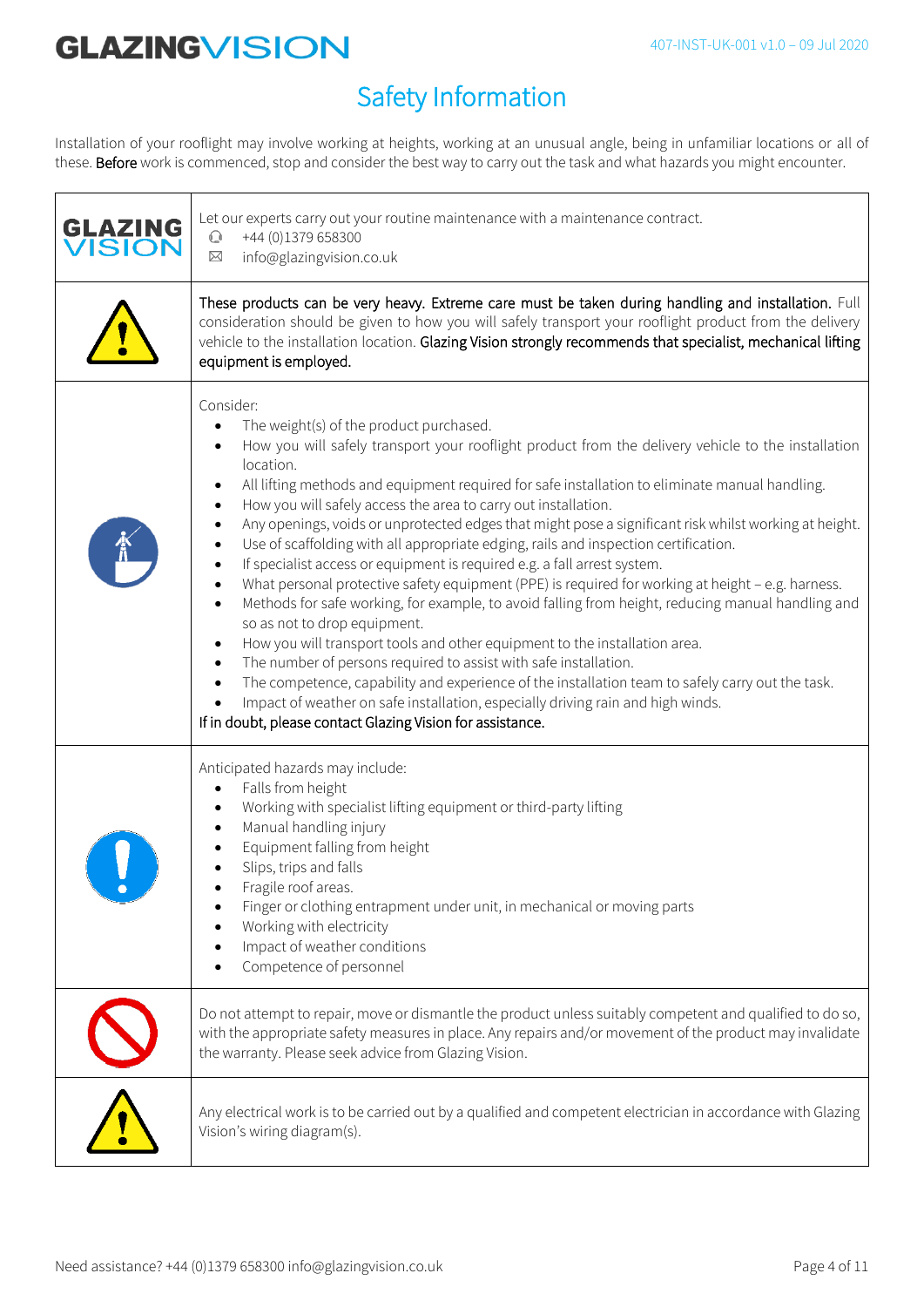# Safety Information

Installation of your rooflight may involve working at heights, working at an unusual angle, being in unfamiliar locations or all of these. **Before** work is commenced, stop and consider the best way to carry out the task and what hazards you might encounter.

| | |
|---|---|
| GLAZING VISION | Let our experts carry out your routine maintenance with a maintenance contract.<br>+44 (0)1379 658300<br>info@glazingvision.co.uk |
| | **These products can be very heavy. Extreme care must be taken during handling and installation.** Full consideration should be given to how you will safely transport your rooflight product from the delivery vehicle to the installation location. **Glazing Vision strongly recommends that specialist, mechanical lifting equipment is employed.** |
| | Consider:<br>• The weight(s) of the product purchased.<br>• How you will safely transport your rooflight product from the delivery vehicle to the installation location.<br>• All lifting methods and equipment required for safe installation to eliminate manual handling.<br>• How you will safely access the area to carry out installation.<br>• Any openings, voids or unprotected edges that might pose a significant risk whilst working at height.<br>• Use of scaffolding with all appropriate edging, rails and inspection certification.<br>• If specialist access or equipment is required e.g. a fall arrest system.<br>• What personal protective safety equipment (PPE) is required for working at height – e.g. harness.<br>• Methods for safe working, for example, to avoid falling from height, reducing manual handling and so as not to drop equipment.<br>• How you will transport tools and other equipment to the installation area.<br>• The number of persons required to assist with safe installation.<br>• The competence, capability and experience of the installation team to safely carry out the task.<br>• Impact of weather on safe installation, especially driving rain and high winds.<br>**If in doubt, please contact Glazing Vision for assistance.** |
| | Anticipated hazards may include:<br>• Falls from height<br>• Working with specialist lifting equipment or third-party lifting<br>• Manual handling injury<br>• Equipment falling from height<br>• Slips, trips and falls<br>• Fragile roof areas.<br>• Finger or clothing entrapment under unit, in mechanical or moving parts<br>• Working with electricity<br>• Impact of weather conditions<br>• Competence of personnel |
| | Do not attempt to repair, move or dismantle the product unless suitably competent and qualified to do so, with the appropriate safety measures in place. Any repairs and/or movement of the product may invalidate the warranty. Please seek advice from Glazing Vision. |
| | Any electrical work is to be carried out by a qualified and competent electrician in accordance with Glazing Vision's wiring diagram(s). |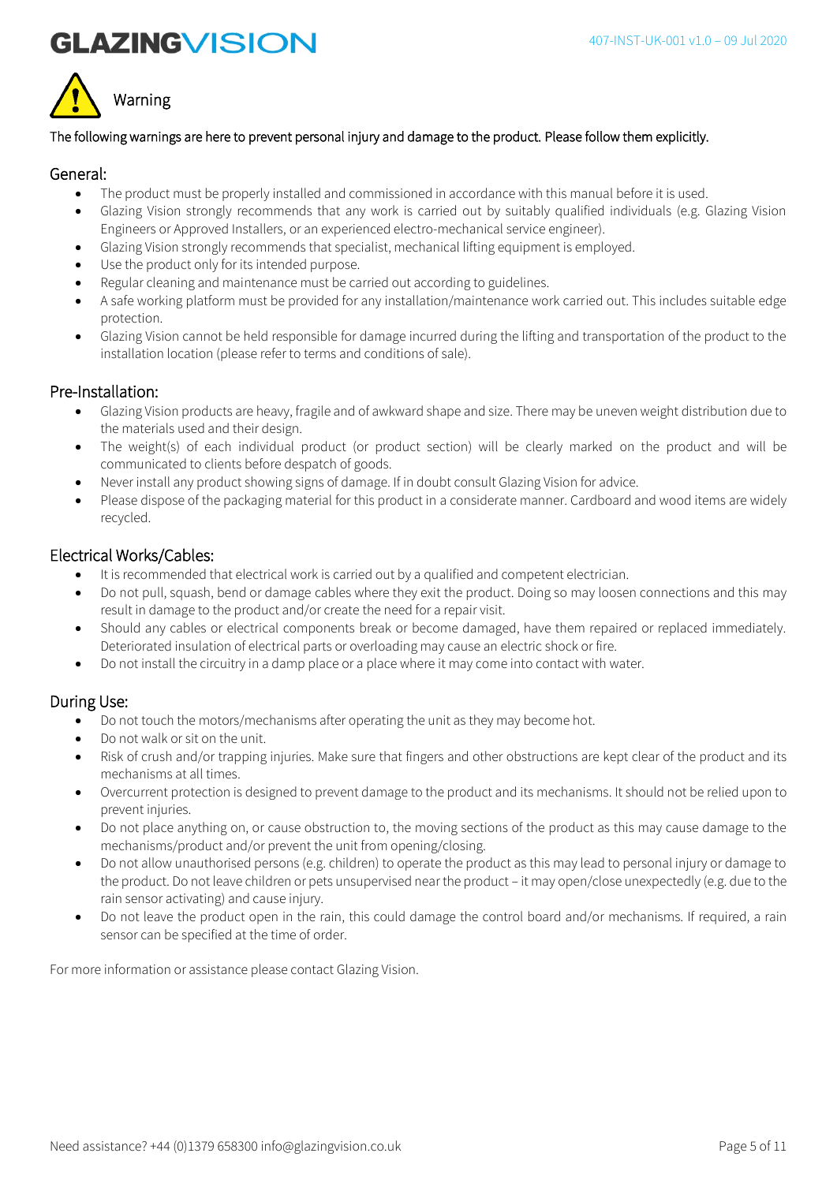# Warning

The following warnings are here to prevent personal injury and damage to the product. Please follow them explicitly.

## General:

- The product must be properly installed and commissioned in accordance with this manual before it is used.
- Glazing Vision strongly recommends that any work is carried out by suitably qualified individuals (e.g. Glazing Vision Engineers or Approved Installers, or an experienced electro-mechanical service engineer).
- Glazing Vision strongly recommends that specialist, mechanical lifting equipment is employed.
- Use the product only for its intended purpose.
- Regular cleaning and maintenance must be carried out according to guidelines.
- A safe working platform must be provided for any installation/maintenance work carried out. This includes suitable edge protection.
- Glazing Vision cannot be held responsible for damage incurred during the lifting and transportation of the product to the installation location (please refer to terms and conditions of sale).

## Pre-Installation:

- Glazing Vision products are heavy, fragile and of awkward shape and size. There may be uneven weight distribution due to the materials used and their design.
- The weight(s) of each individual product (or product section) will be clearly marked on the product and will be communicated to clients before despatch of goods.
- Never install any product showing signs of damage. If in doubt consult Glazing Vision for advice.
- Please dispose of the packaging material for this product in a considerate manner. Cardboard and wood items are widely recycled.

## Electrical Works/Cables:

- It is recommended that electrical work is carried out by a qualified and competent electrician.
- Do not pull, squash, bend or damage cables where they exit the product. Doing so may loosen connections and this may result in damage to the product and/or create the need for a repair visit.
- Should any cables or electrical components break or become damaged, have them repaired or replaced immediately. Deteriorated insulation of electrical parts or overloading may cause an electric shock or fire.
- Do not install the circuitry in a damp place or a place where it may come into contact with water.

## During Use:

- Do not touch the motors/mechanisms after operating the unit as they may become hot.
- Do not walk or sit on the unit.
- Risk of crush and/or trapping injuries. Make sure that fingers and other obstructions are kept clear of the product and its mechanisms at all times.
- Overcurrent protection is designed to prevent damage to the product and its mechanisms. It should not be relied upon to prevent injuries.
- Do not place anything on, or cause obstruction to, the moving sections of the product as this may cause damage to the mechanisms/product and/or prevent the unit from opening/closing.
- Do not allow unauthorised persons (e.g. children) to operate the product as this may lead to personal injury or damage to the product. Do not leave children or pets unsupervised near the product – it may open/close unexpectedly (e.g. due to the rain sensor activating) and cause injury.
- Do not leave the product open in the rain, this could damage the control board and/or mechanisms. If required, a rain sensor can be specified at the time of order.

For more information or assistance please contact Glazing Vision.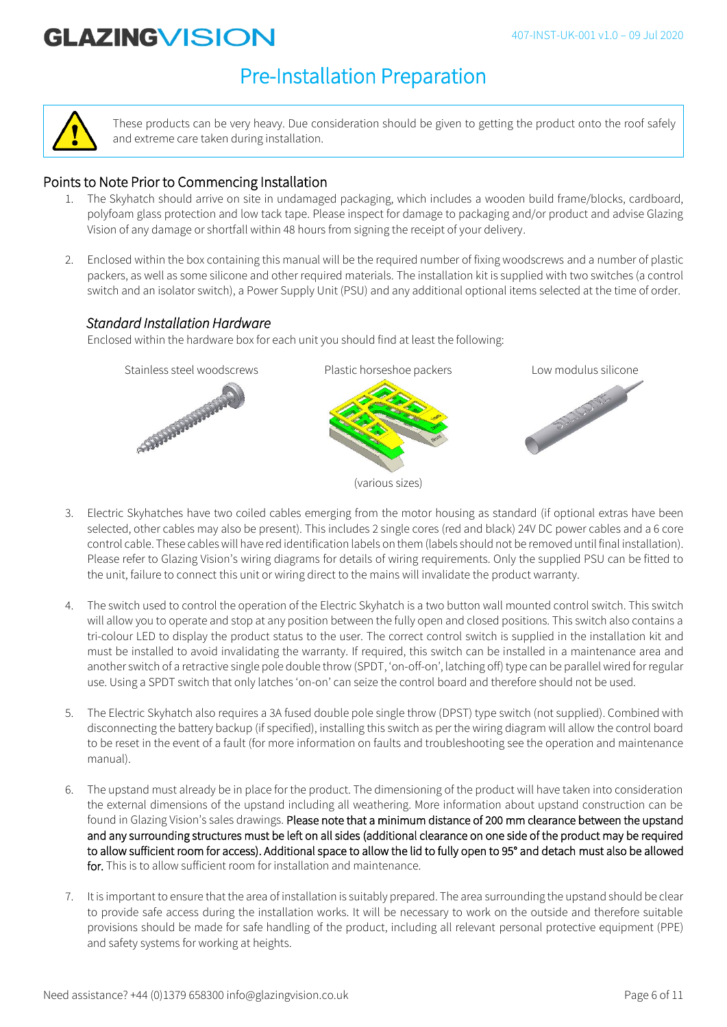# Pre-Installation Preparation

These products can be very heavy. Due consideration should be given to getting the product onto the roof safely and extreme care taken during installation.

## Points to Note Prior to Commencing Installation

1. The Skyhatch should arrive on site in undamaged packaging, which includes a wooden build frame/blocks, cardboard, polyfoam glass protection and low tack tape. Please inspect for damage to packaging and/or product and advise Glazing Vision of any damage or shortfall within 48 hours from signing the receipt of your delivery.

2. Enclosed within the box containing this manual will be the required number of fixing woodscrews and a number of plastic packers, as well as some silicone and other required materials. The installation kit is supplied with two switches (a control switch and an isolator switch), a Power Supply Unit (PSU) and any additional optional items selected at the time of order.

### *Standard Installation Hardware*

Enclosed within the hardware box for each unit you should find at least the following:

Stainless steel woodscrews

Plastic horseshoe packers

(various sizes)

Low modulus silicone

3. Electric Skyhatches have two coiled cables emerging from the motor housing as standard (if optional extras have been selected, other cables may also be present). This includes 2 single cores (red and black) 24V DC power cables and a 6 core control cable. These cables will have red identification labels on them (labels should not be removed until final installation). Please refer to Glazing Vision's wiring diagrams for details of wiring requirements. Only the supplied PSU can be fitted to the unit, failure to connect this unit or wiring direct to the mains will invalidate the product warranty.

4. The switch used to control the operation of the Electric Skyhatch is a two button wall mounted control switch. This switch will allow you to operate and stop at any position between the fully open and closed positions. This switch also contains a tri-colour LED to display the product status to the user. The correct control switch is supplied in the installation kit and must be installed to avoid invalidating the warranty. If required, this switch can be installed in a maintenance area and another switch of a retractive single pole double throw (SPDT, 'on-off-on', latching off) type can be parallel wired for regular use. Using a SPDT switch that only latches 'on-on' can seize the control board and therefore should not be used.

5. The Electric Skyhatch also requires a 3A fused double pole single throw (DPST) type switch (not supplied). Combined with disconnecting the battery backup (if specified), installing this switch as per the wiring diagram will allow the control board to be reset in the event of a fault (for more information on faults and troubleshooting see the operation and maintenance manual).

6. The upstand must already be in place for the product. The dimensioning of the product will have taken into consideration the external dimensions of the upstand including all weathering. More information about upstand construction can be found in Glazing Vision's sales drawings. Please note that a minimum distance of 200 mm clearance between the upstand and any surrounding structures must be left on all sides (additional clearance on one side of the product may be required to allow sufficient room for access). Additional space to allow the lid to fully open to 95° and detach must also be allowed for. This is to allow sufficient room for installation and maintenance.

7. It is important to ensure that the area of installation is suitably prepared. The area surrounding the upstand should be clear to provide safe access during the installation works. It will be necessary to work on the outside and therefore suitable provisions should be made for safe handling of the product, including all relevant personal protective equipment (PPE) and safety systems for working at heights.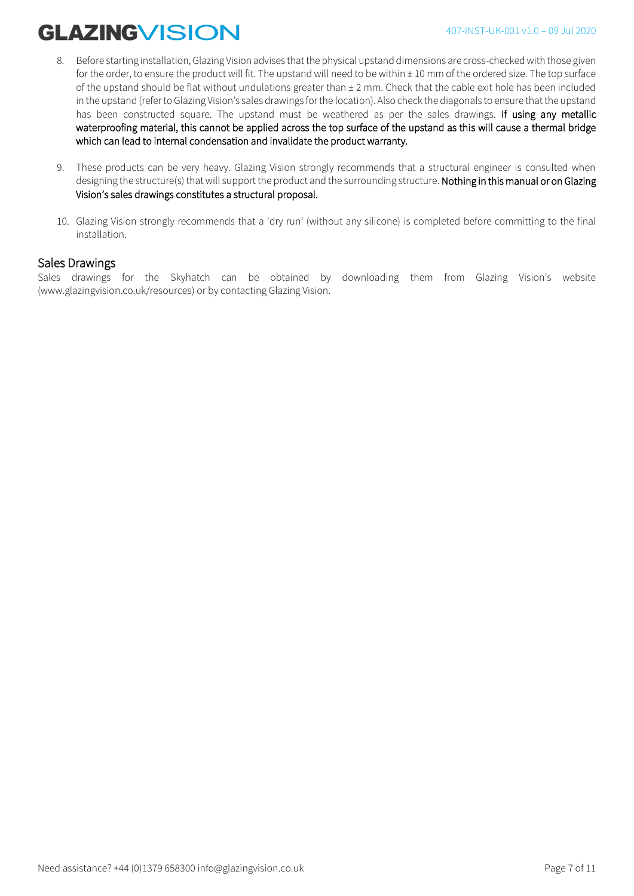8. Before starting installation, Glazing Vision advises that the physical upstand dimensions are cross-checked with those given for the order, to ensure the product will fit. The upstand will need to be within ± 10 mm of the ordered size. The top surface of the upstand should be flat without undulations greater than ± 2 mm. Check that the cable exit hole has been included in the upstand (refer to Glazing Vision's sales drawings for the location). Also check the diagonals to ensure that the upstand has been constructed square. The upstand must be weathered as per the sales drawings. **If using any metallic waterproofing material, this cannot be applied across the top surface of the upstand as this will cause a thermal bridge which can lead to internal condensation and invalidate the product warranty.**

9. These products can be very heavy. Glazing Vision strongly recommends that a structural engineer is consulted when designing the structure(s) that will support the product and the surrounding structure. **Nothing in this manual or on Glazing Vision's sales drawings constitutes a structural proposal.**

10. Glazing Vision strongly recommends that a 'dry run' (without any silicone) is completed before committing to the final installation.

## Sales Drawings

Sales drawings for the Skyhatch can be obtained by downloading them from Glazing Vision's website (www.glazingvision.co.uk/resources) or by contacting Glazing Vision.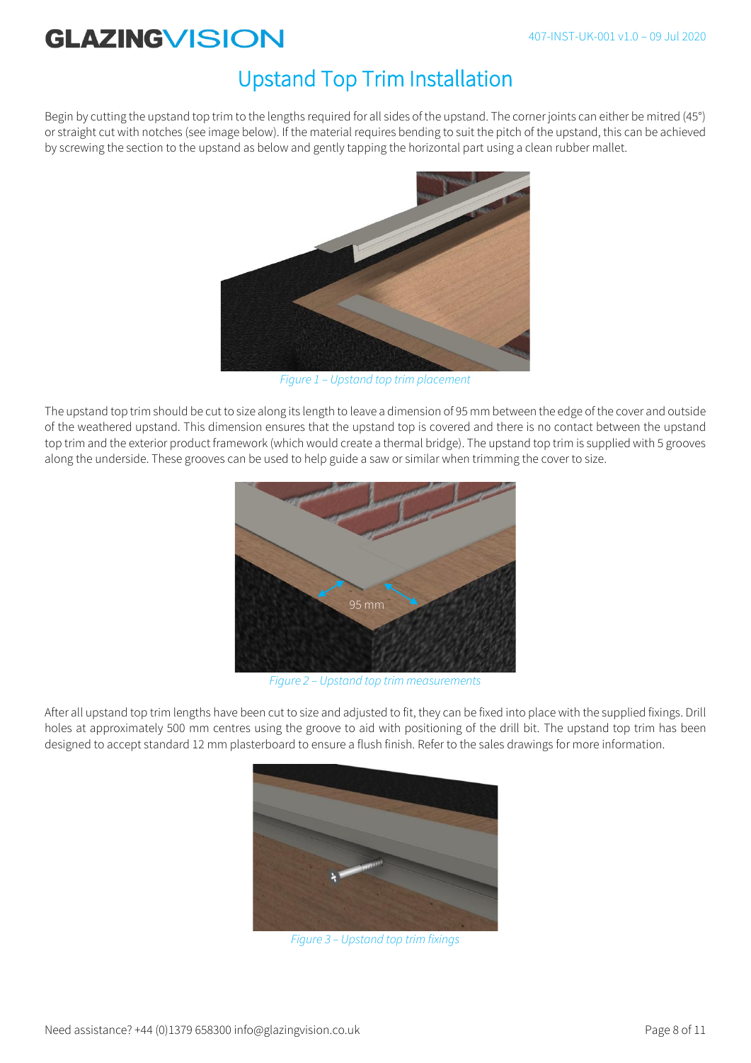# Upstand Top Trim Installation

Begin by cutting the upstand top trim to the lengths required for all sides of the upstand. The corner joints can either be mitred (45°) or straight cut with notches (see image below). If the material requires bending to suit the pitch of the upstand, this can be achieved by screwing the section to the upstand as below and gently tapping the horizontal part using a clean rubber mallet.

*Figure 1 – Upstand top trim placement*

The upstand top trim should be cut to size along its length to leave a dimension of 95 mm between the edge of the cover and outside of the weathered upstand. This dimension ensures that the upstand top is covered and there is no contact between the upstand top trim and the exterior product framework (which would create a thermal bridge). The upstand top trim is supplied with 5 grooves along the underside. These grooves can be used to help guide a saw or similar when trimming the cover to size.

*Figure 2 – Upstand top trim measurements*

After all upstand top trim lengths have been cut to size and adjusted to fit, they can be fixed into place with the supplied fixings. Drill holes at approximately 500 mm centres using the groove to aid with positioning of the drill bit. The upstand top trim has been designed to accept standard 12 mm plasterboard to ensure a flush finish. Refer to the sales drawings for more information.

*Figure 3 – Upstand top trim fixings*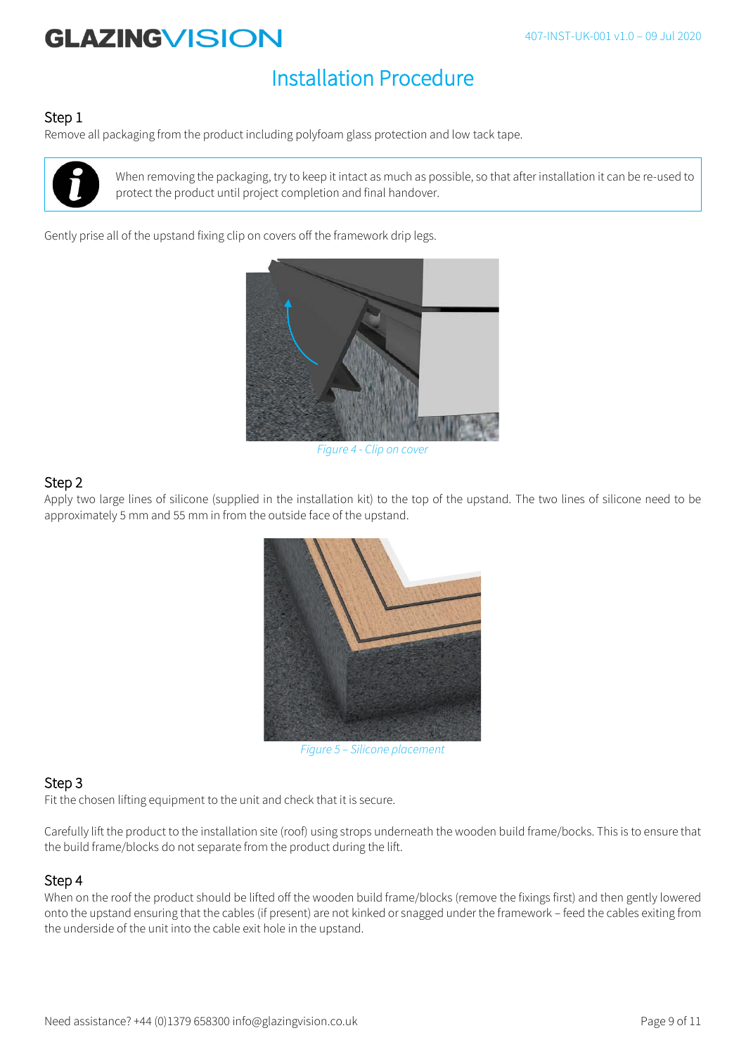# Installation Procedure

## Step 1

Remove all packaging from the product including polyfoam glass protection and low tack tape.

> When removing the packaging, try to keep it intact as much as possible, so that after installation it can be re-used to protect the product until project completion and final handover.

Gently prise all of the upstand fixing clip on covers off the framework drip legs.

*Figure 4 - Clip on cover*

## Step 2

Apply two large lines of silicone (supplied in the installation kit) to the top of the upstand. The two lines of silicone need to be approximately 5 mm and 55 mm in from the outside face of the upstand.

*Figure 5 – Silicone placement*

## Step 3

Fit the chosen lifting equipment to the unit and check that it is secure.

Carefully lift the product to the installation site (roof) using strops underneath the wooden build frame/bocks. This is to ensure that the build frame/blocks do not separate from the product during the lift.

## Step 4

When on the roof the product should be lifted off the wooden build frame/blocks (remove the fixings first) and then gently lowered onto the upstand ensuring that the cables (if present) are not kinked or snagged under the framework – feed the cables exiting from the underside of the unit into the cable exit hole in the upstand.

Need assistance? +44 (0)1379 658300 info@glazingvision.co.uk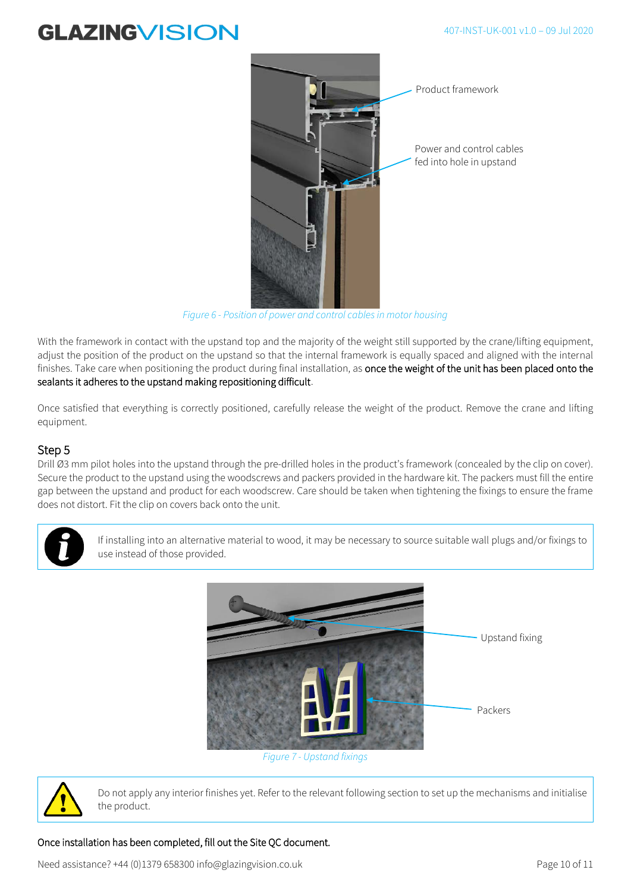Product framework

Power and control cables fed into hole in upstand

*Figure 6 - Position of power and control cables in motor housing*

With the framework in contact with the upstand top and the majority of the weight still supported by the crane/lifting equipment, adjust the position of the product on the upstand so that the internal framework is equally spaced and aligned with the internal finishes. Take care when positioning the product during final installation, as once the weight of the unit has been placed onto the sealants it adheres to the upstand making repositioning difficult.

Once satisfied that everything is correctly positioned, carefully release the weight of the product. Remove the crane and lifting equipment.

## Step 5

Drill Ø3 mm pilot holes into the upstand through the pre-drilled holes in the product's framework (concealed by the clip on cover). Secure the product to the upstand using the woodscrews and packers provided in the hardware kit. The packers must fill the entire gap between the upstand and product for each woodscrew. Care should be taken when tightening the fixings to ensure the frame does not distort. Fit the clip on covers back onto the unit.

> If installing into an alternative material to wood, it may be necessary to source suitable wall plugs and/or fixings to use instead of those provided.

Upstand fixing

Packers

*Figure 7 - Upstand fixings*

> Do not apply any interior finishes yet. Refer to the relevant following section to set up the mechanisms and initialise the product.

Once installation has been completed, fill out the Site QC document.

Need assistance? +44 (0)1379 658300 info@glazingvision.co.uk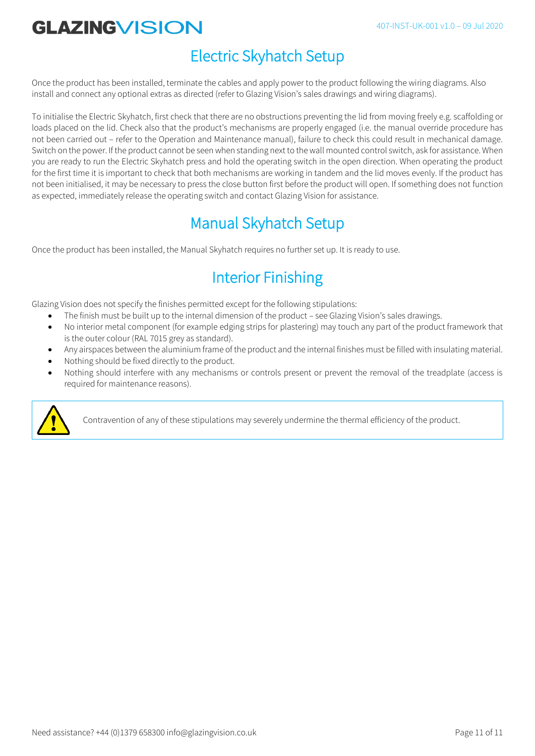# Electric Skyhatch Setup

Once the product has been installed, terminate the cables and apply power to the product following the wiring diagrams. Also install and connect any optional extras as directed (refer to Glazing Vision's sales drawings and wiring diagrams).

To initialise the Electric Skyhatch, first check that there are no obstructions preventing the lid from moving freely e.g. scaffolding or loads placed on the lid. Check also that the product's mechanisms are properly engaged (i.e. the manual override procedure has not been carried out – refer to the Operation and Maintenance manual), failure to check this could result in mechanical damage. Switch on the power. If the product cannot be seen when standing next to the wall mounted control switch, ask for assistance. When you are ready to run the Electric Skyhatch press and hold the operating switch in the open direction. When operating the product for the first time it is important to check that both mechanisms are working in tandem and the lid moves evenly. If the product has not been initialised, it may be necessary to press the close button first before the product will open. If something does not function as expected, immediately release the operating switch and contact Glazing Vision for assistance.

# Manual Skyhatch Setup

Once the product has been installed, the Manual Skyhatch requires no further set up. It is ready to use.

# Interior Finishing

Glazing Vision does not specify the finishes permitted except for the following stipulations:

- The finish must be built up to the internal dimension of the product – see Glazing Vision's sales drawings.
- No interior metal component (for example edging strips for plastering) may touch any part of the product framework that is the outer colour (RAL 7015 grey as standard).
- Any airspaces between the aluminium frame of the product and the internal finishes must be filled with insulating material.
- Nothing should be fixed directly to the product.
- Nothing should interfere with any mechanisms or controls present or prevent the removal of the treadplate (access is required for maintenance reasons).

Contravention of any of these stipulations may severely undermine the thermal efficiency of the product.